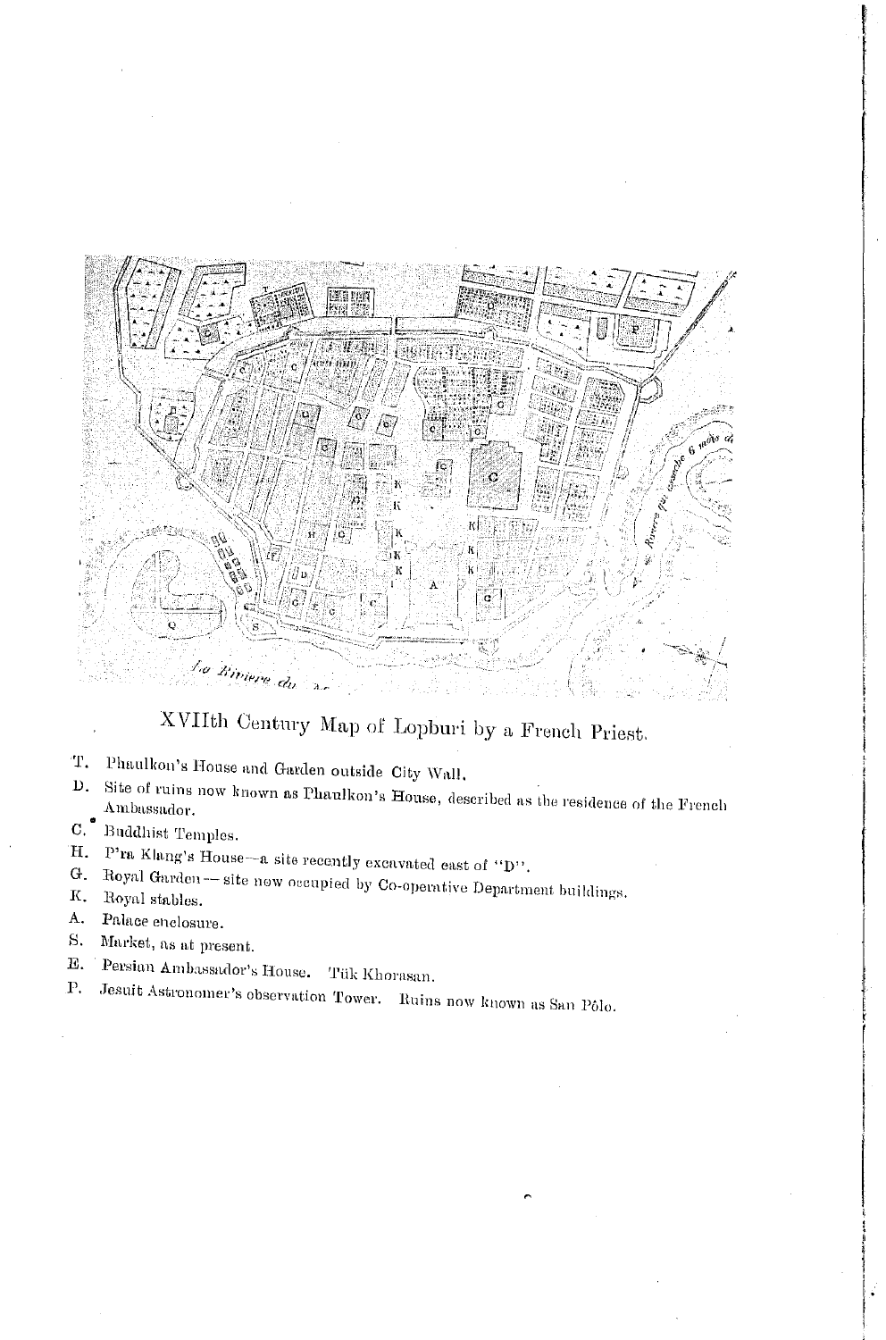XVIIth Century Map of Lopburi by a French Priest.

- T. Phaulkon's House and Garden outside City Wall.
- D. Site of ruins now known as Phaulkon's House, described as the residence of the French Ambassador.
- C. Buddhist Temples.
- H. P'ra Klang's House—a site recently excavated east of "D".
- G. Royal Garden—site now occupied by Co-operative Department buildings.
- K. Royal stables.
- A. Palace enclosure.
- S. Market, as at present.
- E. Persian Ambassador's House. Tük Khorasan.
- P. Jesuit Astronomer's observation Tower. Ruins now known as San Pôlo.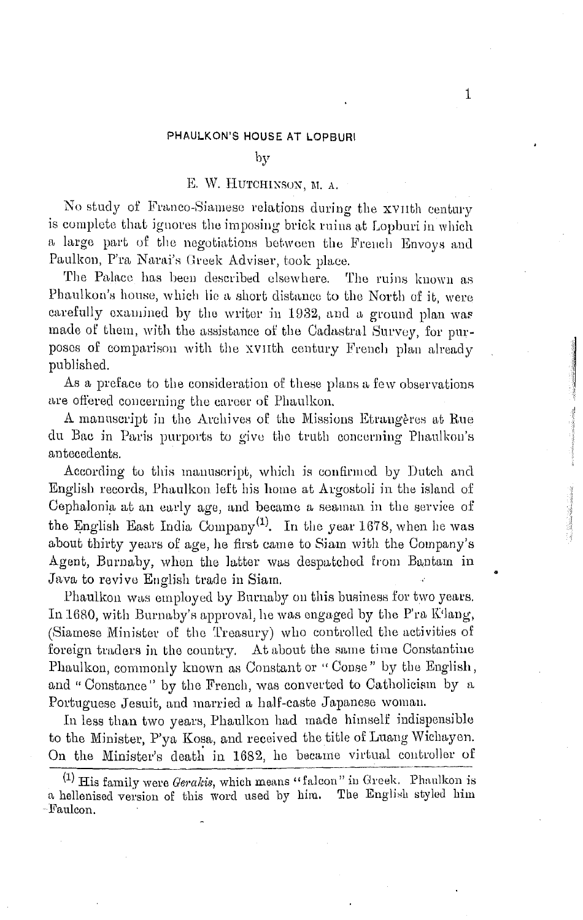# PHAULKON'S HOUSE AT LOPBURI

by

E. W. HUTCHINSON, M. A.

No study of Franco-Siamese relations during the XVIIth century is complete that ignores the imposing brick ruins at Lopburi in which a large part of the negotiations between the French Envoys and Paulkon, P'ra Narai's Greek Adviser, took place.

The Palace has been described elsewhere. The ruins known as Phaulkon's house, which lie a short distance to the North of it, were carefully examined by the writer in 1932, and a ground plan was made of them, with the assistance of the Cadastral Survey, for purposes of comparison with the XVIIth century French plan already published.

As a preface to the consideration of these plans a few observations are offered concerning the career of Phaulkon.

A manuscript in the Archives of the Missions Etrangères at Rue du Bac in Paris purports to give the truth concerning Phaulkon's antecedents.

According to this manuscript, which is confirmed by Dutch and English records, Phaulkon left his home at Argostoli in the island of Cephalonia at an early age, and became a seaman in the service of the English East India Company[1]. In the year 1678, when he was about thirty years of age, he first came to Siam with the Company's Agent, Burnaby, when the latter was despatched from Bantam in Java to revive English trade in Siam.

Phaulkon was employed by Burnaby on this business for two years. In 1680, with Burnaby's approval, he was engaged by the P'ra K'lang, (Siamese Minister of the Treasury) who controlled the activities of foreign traders in the country. At about the same time Constantine Phaulkon, commonly known as Constant or "Conse" by the English, and "Constance" by the French, was converted to Catholicism by a Portuguese Jesuit, and married a half-caste Japanese woman.

In less than two years, Phaulkon had made himself indispensible to the Minister, P'ya Kosa, and received the title of Luang Wichayen. On the Minister's death in 1682, he became virtual controller of

[1] His family were *Gerakis*, which means "falcon" in Greek. Phaulkon is a hellenised version of this word used by him. The English styled him Faulcon.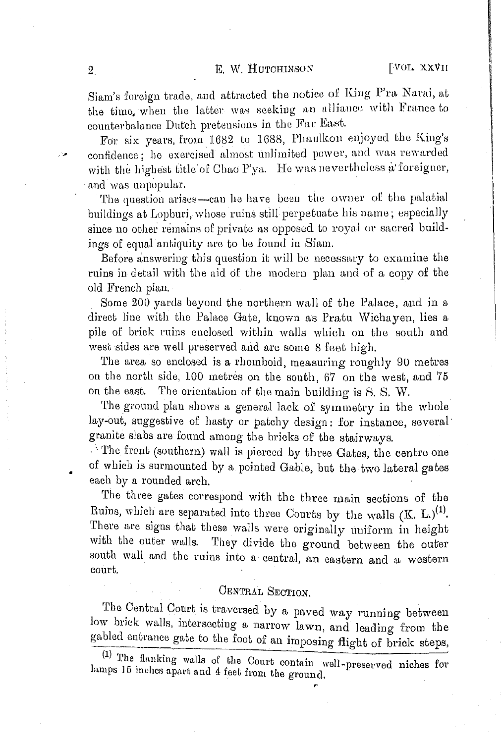Siam's foreign trade, and attracted the notice of King P'ra Narai, at the time, when the latter was seeking an alliance with France to counterbalance Dutch pretensions in the Far East.

For six years, from 1682 to 1688, Phaulkon enjoyed the King's confidence; he exercised almost unlimited power, and was rewarded with the highest title of Chao P'ya. He was nevertheless a foreigner, and was unpopular.

The question arises—can he have been the owner of the palatial buildings at Lopburi, whose ruins still perpetuate his name; especially since no other remains of private as opposed to royal or sacred buildings of equal antiquity are to be found in Siam.

Before answering this question it will be necessary to examine the ruins in detail with the aid of the modern plan and of a copy of the old French plan.

Some 200 yards beyond the northern wall of the Palace, and in a direct line with the Palace Gate, known as Pratu Wichayen, lies a pile of brick ruins enclosed within walls which on the south and west sides are well preserved and are some 8 feet high.

The area so enclosed is a rhomboid, measuring roughly 90 metres on the north side, 100 metres on the south, 67 on the west, and 75 on the east. The orientation of the main building is S. S. W.

The ground plan shows a general lack of symmetry in the whole lay-out, suggestive of hasty or patchy design: for instance, several granite slabs are found among the bricks of the stairways.

The front (southern) wall is pierced by three Gates, the centre one of which is surmounted by a pointed Gable, but the two lateral gates each by a rounded arch.

The three gates correspond with the three main sections of the Ruins, which are separated into three Courts by the walls (K. L.)[1]. There are signs that these walls were originally uniform in height with the outer walls. They divide the ground between the outer south wall and the ruins into a central, an eastern and a western court.

## Central Section.

The Central Court is traversed by a paved way running between low brick walls, intersecting a narrow lawn, and leading from the gabled entrance gate to the foot of an imposing flight of brick steps,

[1] The flanking walls of the Court contain well-preserved niches for lamps 15 inches apart and 4 feet from the ground.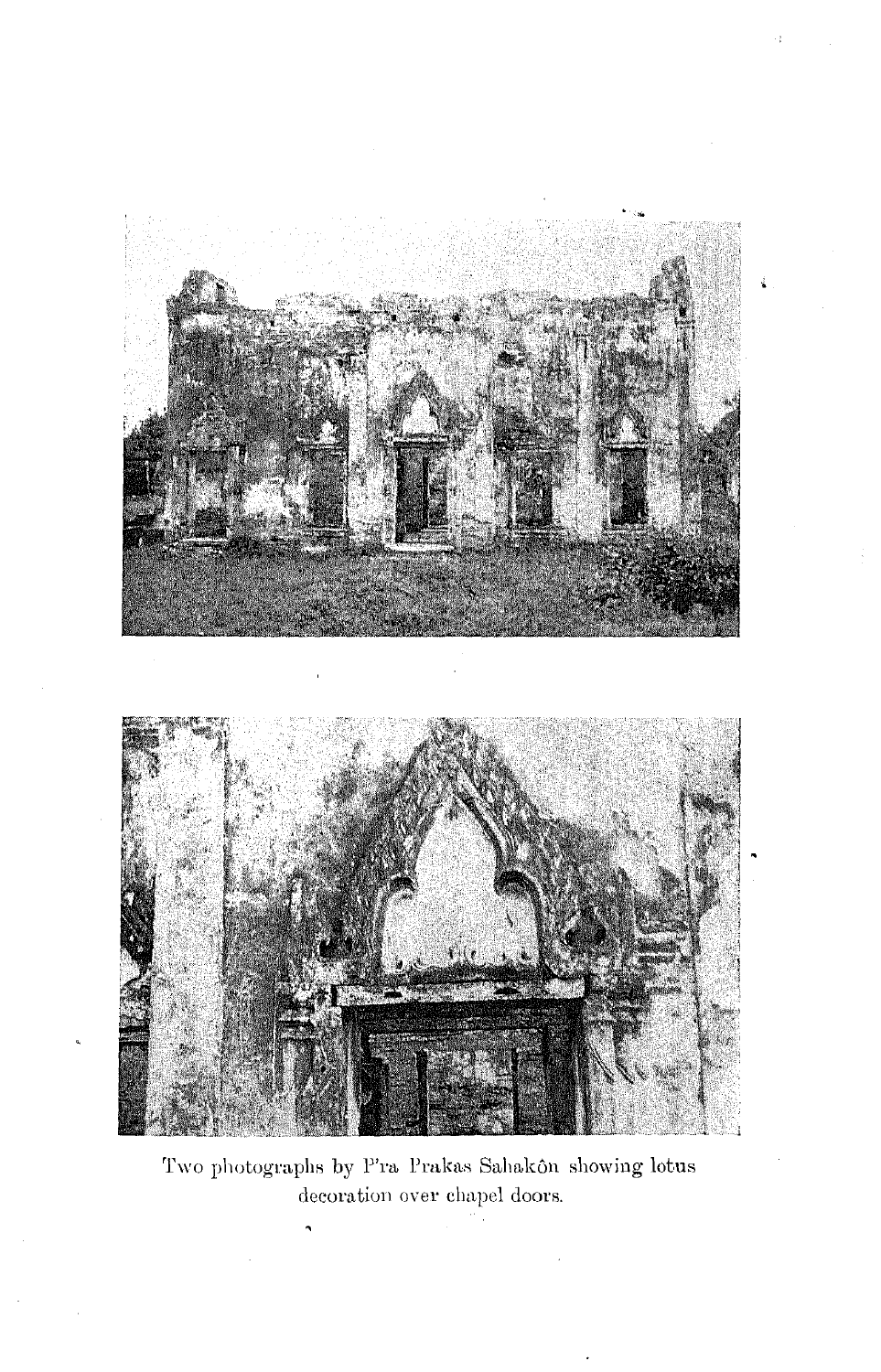Two photographs by P'ra Prakas Sahakôn showing lotus decoration over chapel doors.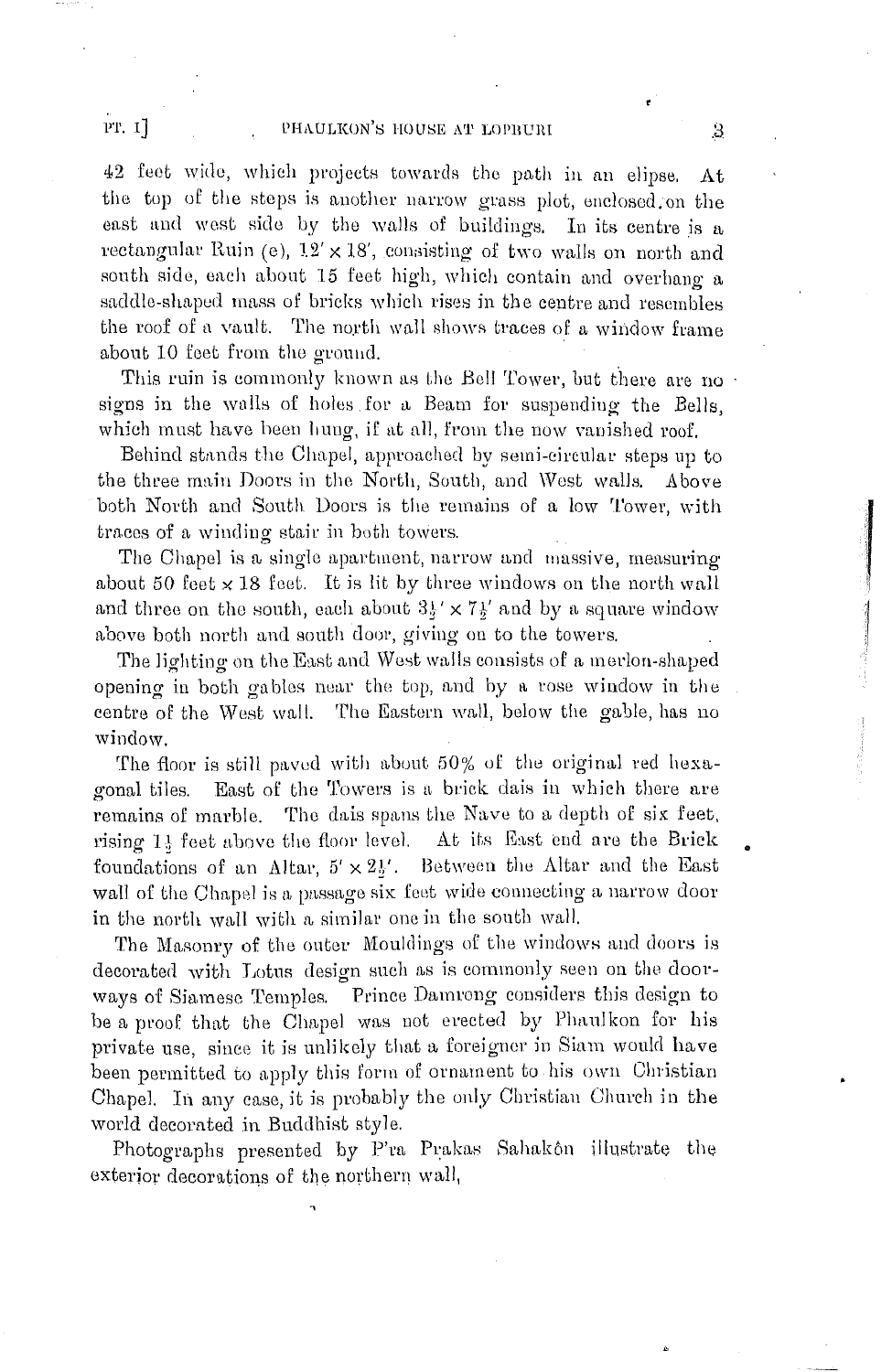42 feet wide, which projects towards the path in an elipse. At the top of the steps is another narrow grass plot, enclosed on the east and west side by the walls of buildings. In its centre is a rectangular Ruin (e), 12′ × 18′, consisting of two walls on north and south side, each about 15 feet high, which contain and overhang a saddle-shaped mass of bricks which rises in the centre and resembles the roof of a vault. The north wall shows traces of a window frame about 10 feet from the ground.

This ruin is commonly known as the Bell Tower, but there are no signs in the walls of holes for a Beam for suspending the Bells, which must have been hung, if at all, from the now vanished roof.

Behind stands the Chapel, approached by semi-circular steps up to the three main Doors in the North, South, and West walls. Above both North and South Doors is the remains of a low Tower, with traces of a winding stair in both towers.

The Chapel is a single apartment, narrow and massive, measuring about 50 feet × 18 feet. It is lit by three windows on the north wall and three on the south, each about $3\frac{1}{2}' \times 7\frac{1}{2}'$ and by a square window above both north and south door, giving on to the towers.

The lighting on the East and West walls consists of a merlon-shaped opening in both gables near the top, and by a rose window in the centre of the West wall. The Eastern wall, below the gable, has no window.

The floor is still paved with about 50% of the original red hexagonal tiles. East of the Towers is a brick dais in which there are remains of marble. The dais spans the Nave to a depth of six feet, rising $1\frac{1}{2}$ feet above the floor level. At its East end are the Brick foundations of an Altar, $5' \times 2\frac{1}{2}'$. Between the Altar and the East wall of the Chapel is a passage six feet wide connecting a narrow door in the north wall with a similar one in the south wall.

The Masonry of the outer Mouldings of the windows and doors is decorated with Lotus design such as is commonly seen on the doorways of Siamese Temples. Prince Damrong considers this design to be a proof that the Chapel was not erected by Phaulkon for his private use, since it is unlikely that a foreigner in Siam would have been permitted to apply this form of ornament to his own Christian Chapel. In any case, it is probably the only Christian Church in the world decorated in Buddhist style.

Photographs presented by P'ra Prakas Sahakôn illustrate the exterior decorations of the northern wall,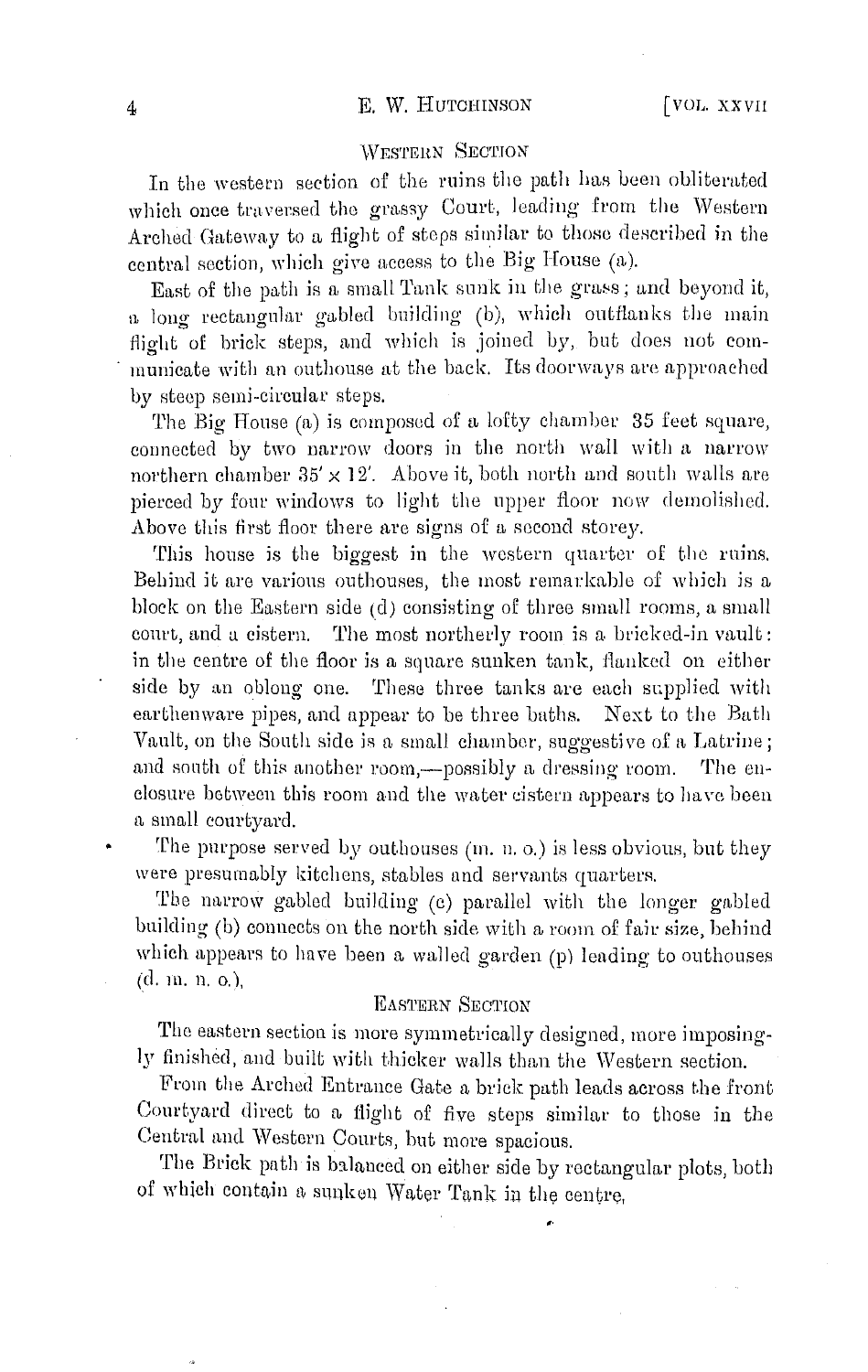## WESTERN SECTION

In the western section of the ruins the path has been obliterated which once traversed the grassy Court, leading from the Western Arched Gateway to a flight of steps similar to those described in the central section, which give access to the Big House (a).

East of the path is a small Tank sunk in the grass; and beyond it, a long rectangular gabled building (b), which outflanks the main flight of brick steps, and which is joined by, but does not communicate with an outhouse at the back. Its doorways are approached by steep semi-circular steps.

The Big House (a) is composed of a lofty chamber 35 feet square, connected by two narrow doors in the north wall with a narrow northern chamber 35′ × 12′. Above it, both north and south walls are pierced by four windows to light the upper floor now demolished. Above this first floor there are signs of a second storey.

This house is the biggest in the western quarter of the ruins. Behind it are various outhouses, the most remarkable of which is a block on the Eastern side (d) consisting of three small rooms, a small court, and a cistern. The most northerly room is a bricked-in vault: in the centre of the floor is a square sunken tank, flanked on either side by an oblong one. These three tanks are each supplied with earthenware pipes, and appear to be three baths. Next to the Bath Vault, on the South side is a small chamber, suggestive of a Latrine; and south of this another room,—possibly a dressing room. The enclosure between this room and the water cistern appears to have been a small courtyard.

The purpose served by outhouses (m. n. o.) is less obvious, but they were presumably kitchens, stables and servants quarters.

The narrow gabled building (c) parallel with the longer gabled building (b) connects on the north side with a room of fair size, behind which appears to have been a walled garden (p) leading to outhouses (d. m. n. o.),

## EASTERN SECTION

The eastern section is more symmetrically designed, more imposingly finished, and built with thicker walls than the Western section.

From the Arched Entrance Gate a brick path leads across the front Courtyard direct to a flight of five steps similar to those in the Central and Western Courts, but more spacious.

The Brick path is balanced on either side by rectangular plots, both of which contain a sunken Water Tank in the centre,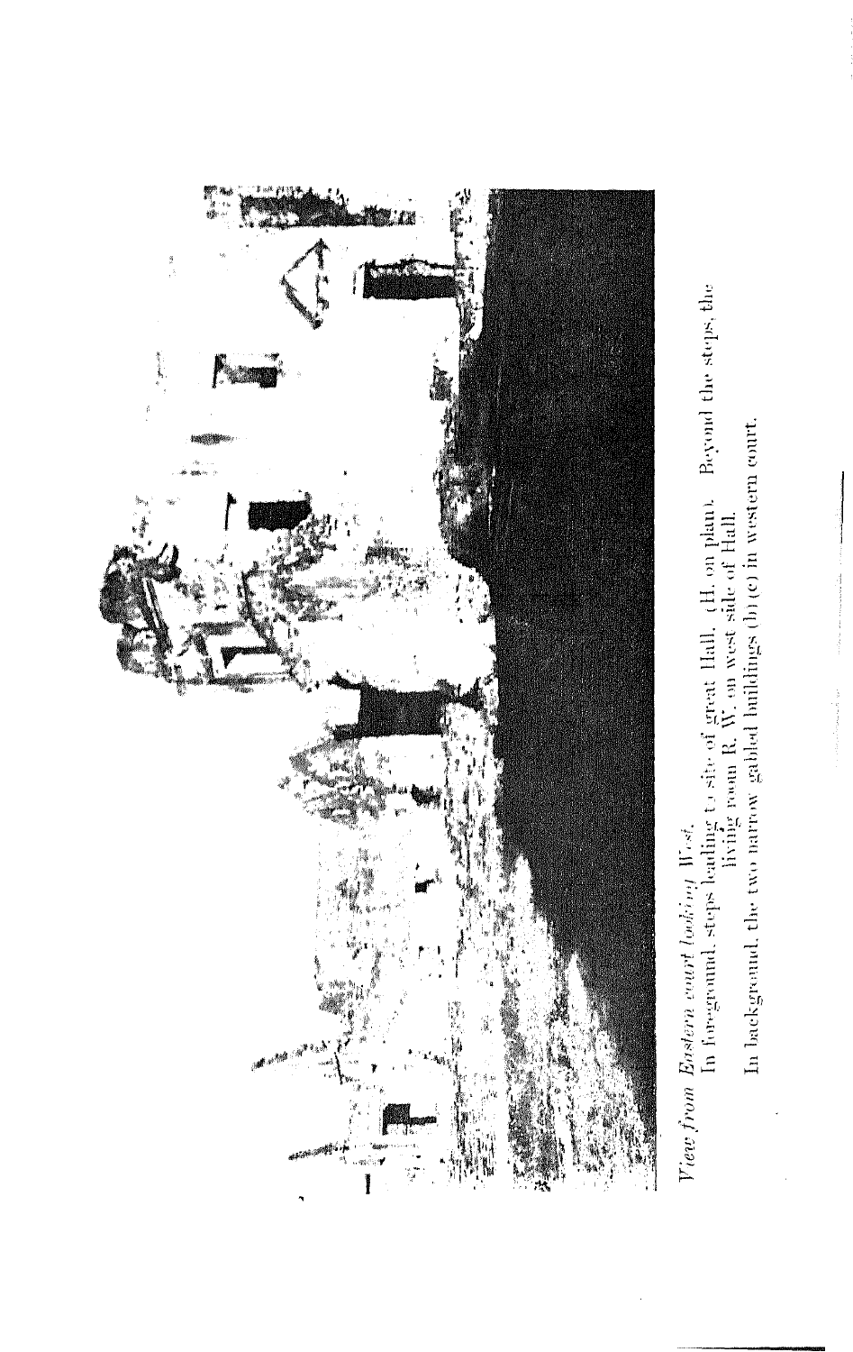*View from Eastern court looking West.*
In foreground, steps leading to site of great Hall. (H. on plan). Beyond the steps, the living room R. W. on west side of Hall.
In background, the two narrow gabled buildings (b) (c) in western court.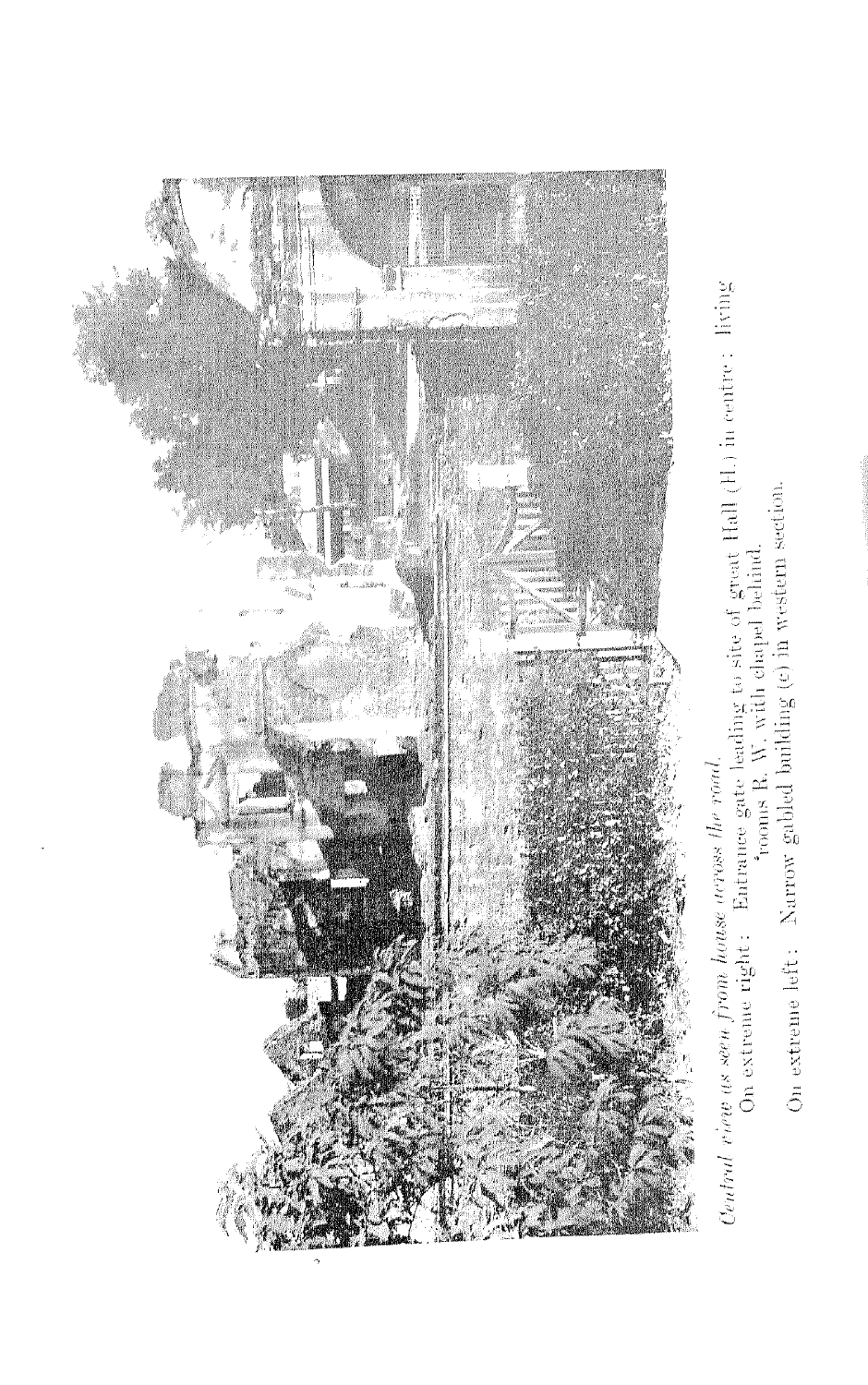*Central view as seen from house across the road.*

On extreme right: Entrance gate leading to site of great Hall (H.) in centre: living rooms R. W. with chapel behind.

On extreme left: Narrow gabled building (c) in western section.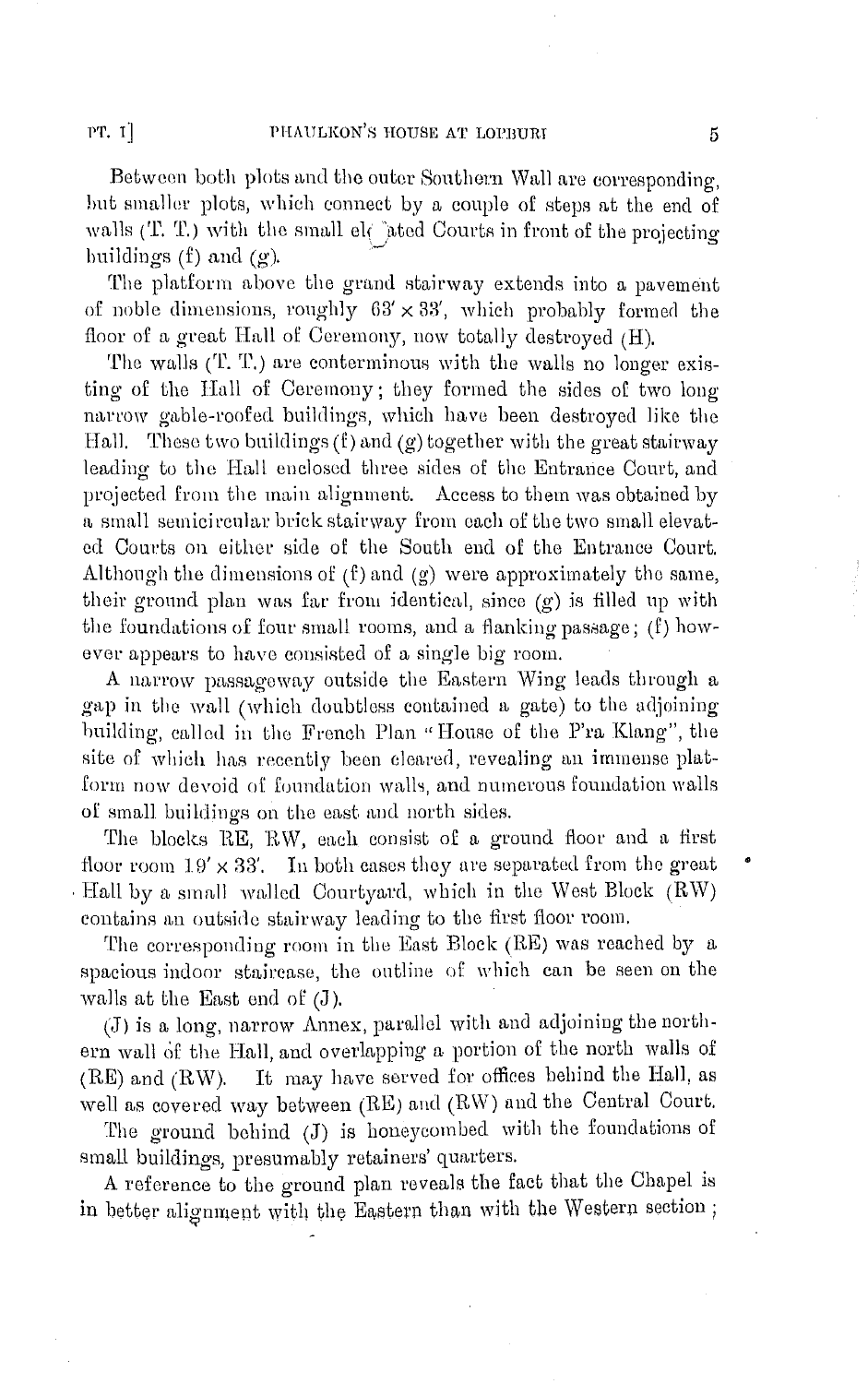Between both plots and the outer Southern Wall are corresponding, but smaller plots, which connect by a couple of steps at the end of walls (T. T.) with the small elevated Courts in front of the projecting buildings (f) and (g).

The platform above the grand stairway extends into a pavement of noble dimensions, roughly 63′ × 33′, which probably formed the floor of a great Hall of Ceremony, now totally destroyed (H).

The walls (T. T.) are conterminous with the walls no longer existing of the Hall of Ceremony; they formed the sides of two long narrow gable-roofed buildings, which have been destroyed like the Hall. These two buildings (f) and (g) together with the great stairway leading to the Hall enclosed three sides of the Entrance Court, and projected from the main alignment. Access to them was obtained by a small semicircular brick stairway from each of the two small elevated Courts on either side of the South end of the Entrance Court. Although the dimensions of (f) and (g) were approximately the same, their ground plan was far from identical, since (g) is filled up with the foundations of four small rooms, and a flanking passage; (f) however appears to have consisted of a single big room.

A narrow passageway outside the Eastern Wing leads through a gap in the wall (which doubtless contained a gate) to the adjoining building, called in the French Plan "House of the P'ra Klang", the site of which has recently been cleared, revealing an immense platform now devoid of foundation walls, and numerous foundation walls of small buildings on the east and north sides.

The blocks RE, RW, each consist of a ground floor and a first floor room 19′ × 33′. In both cases they are separated from the great Hall by a small walled Courtyard, which in the West Block (RW) contains an outside stairway leading to the first floor room.

The corresponding room in the East Block (RE) was reached by a spacious indoor staircase, the outline of which can be seen on the walls at the East end of (J).

(J) is a long, narrow Annex, parallel with and adjoining the northern wall of the Hall, and overlapping a portion of the north walls of (RE) and (RW). It may have served for offices behind the Hall, as well as covered way between (RE) and (RW) and the Central Court.

The ground behind (J) is honeycombed with the foundations of small buildings, presumably retainers' quarters.

A reference to the ground plan reveals the fact that the Chapel is in better alignment with the Eastern than with the Western section;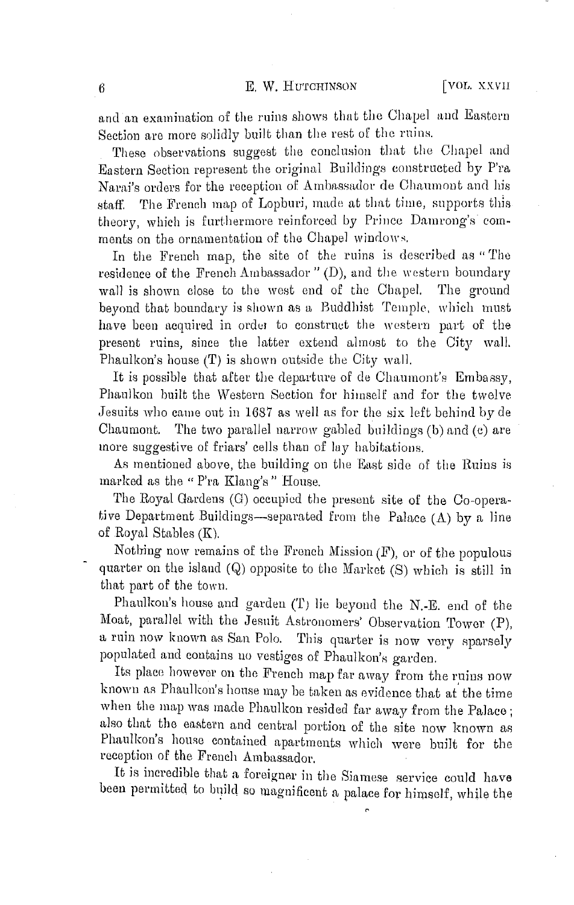and an examination of the ruins shows that the Chapel and Eastern Section are more solidly built than the rest of the ruins.

These observations suggest the conclusion that the Chapel and Eastern Section represent the original Buildings constructed by P'ra Narai's orders for the reception of Ambassador de Chaumont and his staff. The French map of Lopburi, made at that time, supports this theory, which is furthermore reinforced by Prince Damrong's comments on the ornamentation of the Chapel windows.

In the French map, the site of the ruins is described as "The residence of the French Ambassador" (D), and the western boundary wall is shown close to the west end of the Chapel. The ground beyond that boundary is shown as a Buddhist Temple, which must have been acquired in order to construct the western part of the present ruins, since the latter extend almost to the City wall. Phaulkon's house (T) is shown outside the City wall.

It is possible that after the departure of de Chaumont's Embassy, Phaulkon built the Western Section for himself and for the twelve Jesuits who came out in 1687 as well as for the six left behind by de Chaumont. The two parallel narrow gabled buildings (b) and (c) are more suggestive of friars' cells than of lay habitations.

As mentioned above, the building on the East side of the Ruins is marked as the "P'ra Klang's" House.

The Royal Gardens (G) occupied the present site of the Co-operative Department Buildings—separated from the Palace (A) by a line of Royal Stables (K).

Nothing now remains of the French Mission (F), or of the populous quarter on the island (Q) opposite to the Market (S) which is still in that part of the town.

Phaulkon's house and garden (T) lie beyond the N.-E. end of the Moat, parallel with the Jesuit Astronomers' Observation Tower (P), a ruin now known as San Polo. This quarter is now very sparsely populated and contains no vestiges of Phaulkon's garden.

Its place however on the French map far away from the ruins now known as Phaulkon's house may be taken as evidence that at the time when the map was made Phaulkon resided far away from the Palace; also that the eastern and central portion of the site now known as Phaulkon's house contained apartments which were built for the reception of the French Ambassador.

It is incredible that a foreigner in the Siamese service could have been permitted to build so magnificent a palace for himself, while the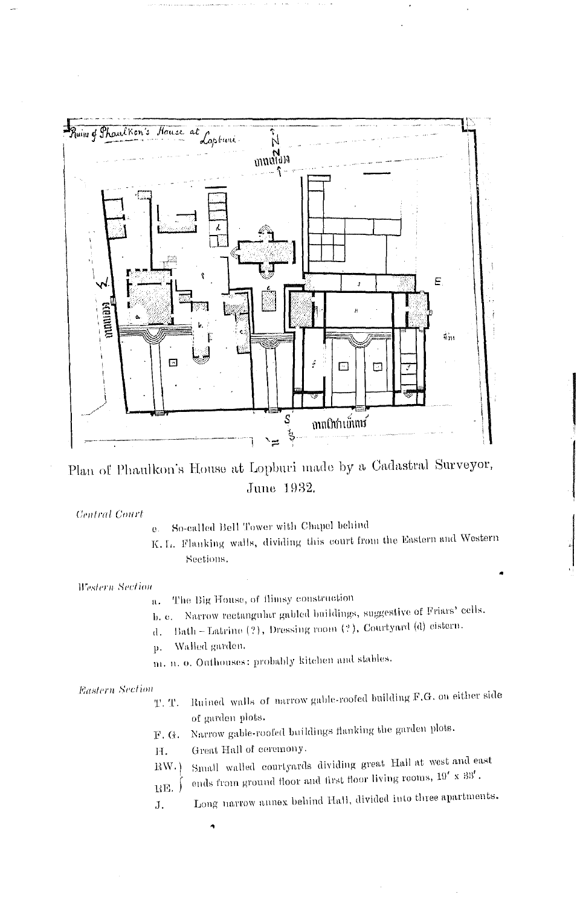Plan of Phaulkon's House at Lopburi made by a Cadastral Surveyor, June 1932.

*Central Court*

- e. So-called Bell Tower with Chapel behind
- K. L. Flanking walls, dividing this court from the Eastern and Western Sections.

*Western Section*

- a. The Big House, of flimsy construction
- b. c. Narrow rectangular gabled buildings, suggestive of Friars' cells.
- d. Bath – Latrine (?), Dressing room (?), Courtyard (d) cistern.
- p. Walled garden.
- m. n. o. Outhouses: probably kitchen and stables.

*Eastern Section*

- T. T. Ruined walls of narrow gable-roofed building F. G. on either side of garden plots.
- F. G. Narrow gable-roofed buildings flanking the garden plots.
- H. Great Hall of ceremony.
- RW. / RE. Small walled courtyards dividing great Hall at west and east ends from ground floor and first floor living rooms, 19′ x 33′.
- J. Long narrow annex behind Hall, divided into three apartments.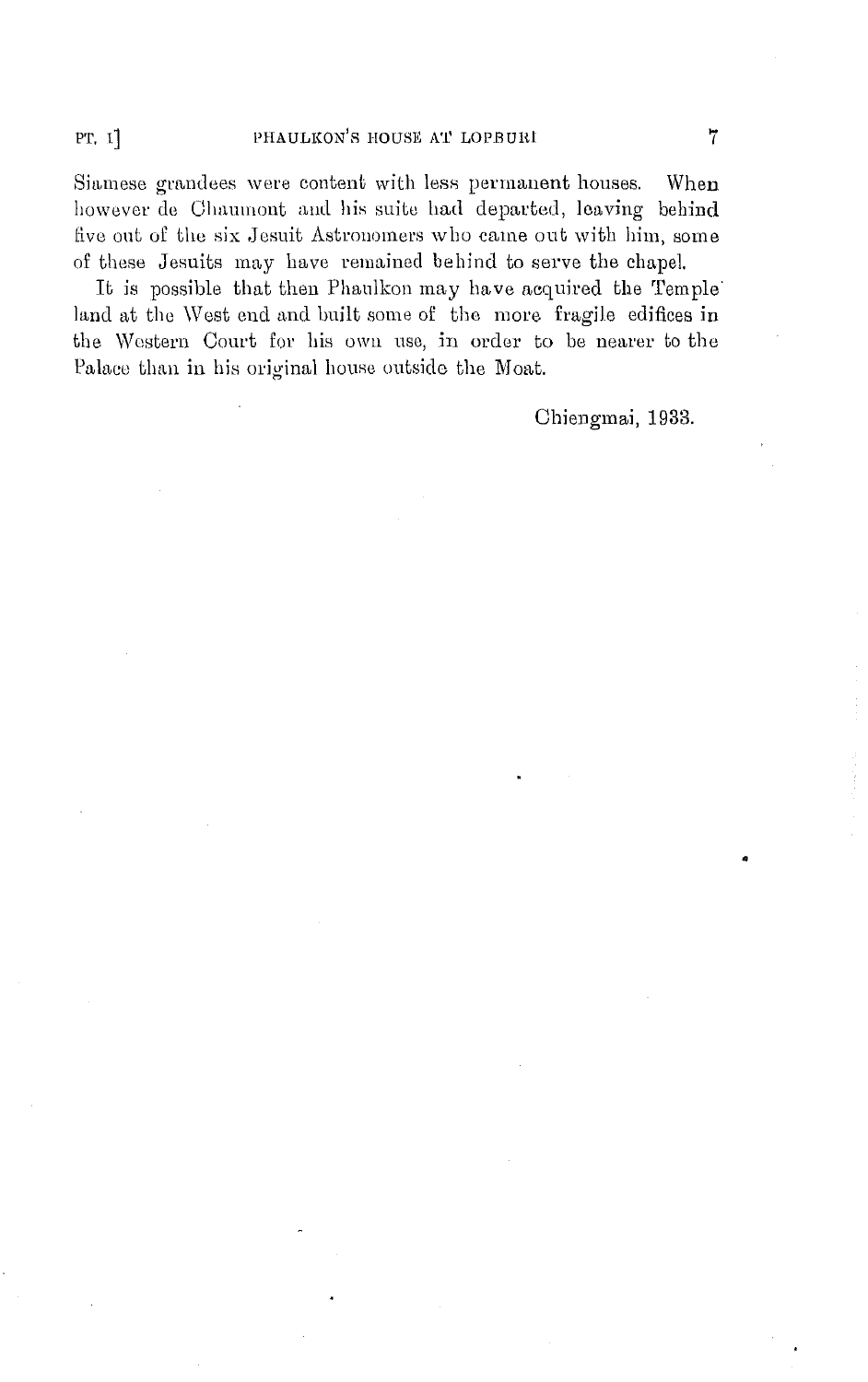Siamese grandees were content with less permanent houses. When however de Chaumont and his suite had departed, leaving behind five out of the six Jesuit Astronomers who came out with him, some of these Jesuits may have remained behind to serve the chapel.

It is possible that then Phaulkon may have acquired the Temple land at the West end and built some of the more fragile edifices in the Western Court for his own use, in order to be nearer to the Palace than in his original house outside the Moat.

Chiengmai, 1933.